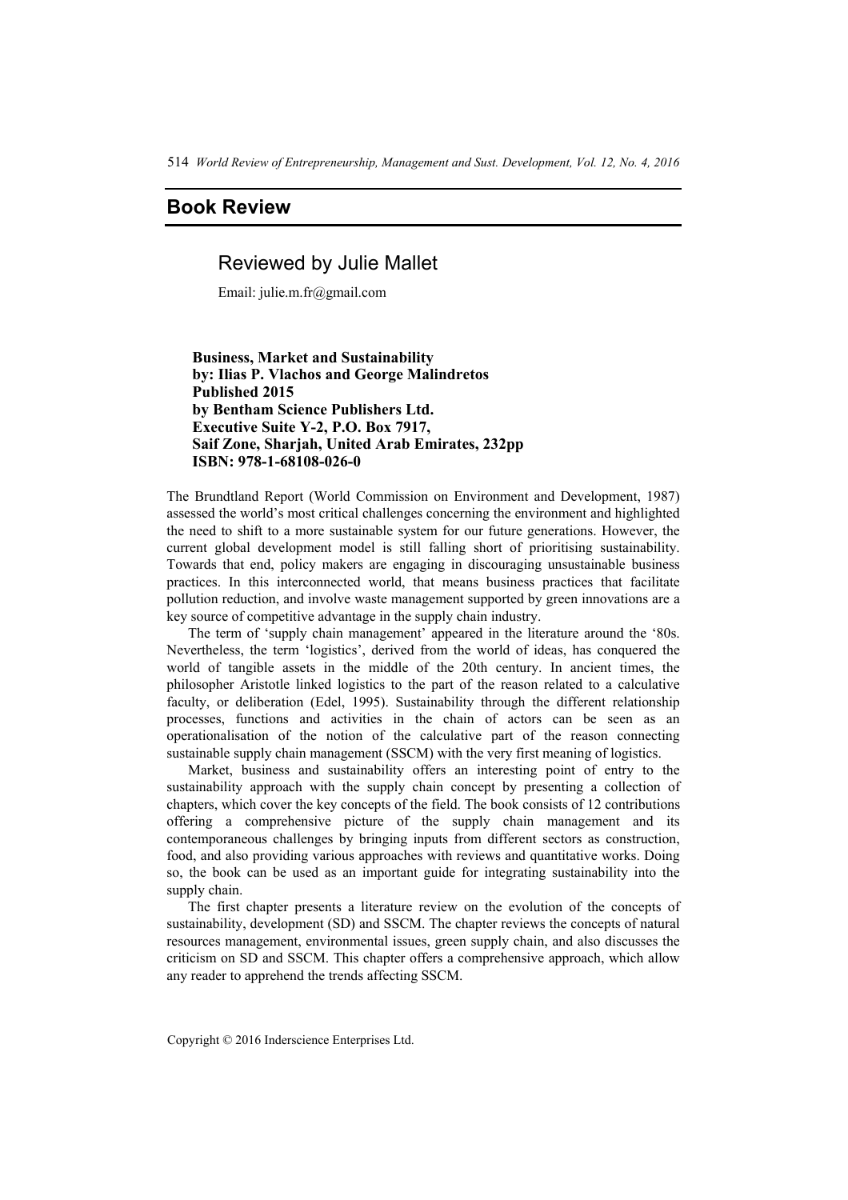## Book Review

### Reviewed by Julie Mallet

Email: julie.m.fr@gmail.com

**Business, Market and Sustainability**
**by: Ilias P. Vlachos and George Malindretos**
**Published 2015**
**by Bentham Science Publishers Ltd.**
**Executive Suite Y-2, P.O. Box 7917,**
**Saif Zone, Sharjah, United Arab Emirates, 232pp**
**ISBN: 978-1-68108-026-0**

The Brundtland Report (World Commission on Environment and Development, 1987) assessed the world's most critical challenges concerning the environment and highlighted the need to shift to a more sustainable system for our future generations. However, the current global development model is still falling short of prioritising sustainability. Towards that end, policy makers are engaging in discouraging unsustainable business practices. In this interconnected world, that means business practices that facilitate pollution reduction, and involve waste management supported by green innovations are a key source of competitive advantage in the supply chain industry.

The term of 'supply chain management' appeared in the literature around the '80s. Nevertheless, the term 'logistics', derived from the world of ideas, has conquered the world of tangible assets in the middle of the 20th century. In ancient times, the philosopher Aristotle linked logistics to the part of the reason related to a calculative faculty, or deliberation (Edel, 1995). Sustainability through the different relationship processes, functions and activities in the chain of actors can be seen as an operationalisation of the notion of the calculative part of the reason connecting sustainable supply chain management (SSCM) with the very first meaning of logistics.

Market, business and sustainability offers an interesting point of entry to the sustainability approach with the supply chain concept by presenting a collection of chapters, which cover the key concepts of the field. The book consists of 12 contributions offering a comprehensive picture of the supply chain management and its contemporaneous challenges by bringing inputs from different sectors as construction, food, and also providing various approaches with reviews and quantitative works. Doing so, the book can be used as an important guide for integrating sustainability into the supply chain.

The first chapter presents a literature review on the evolution of the concepts of sustainability, development (SD) and SSCM. The chapter reviews the concepts of natural resources management, environmental issues, green supply chain, and also discusses the criticism on SD and SSCM. This chapter offers a comprehensive approach, which allow any reader to apprehend the trends affecting SSCM.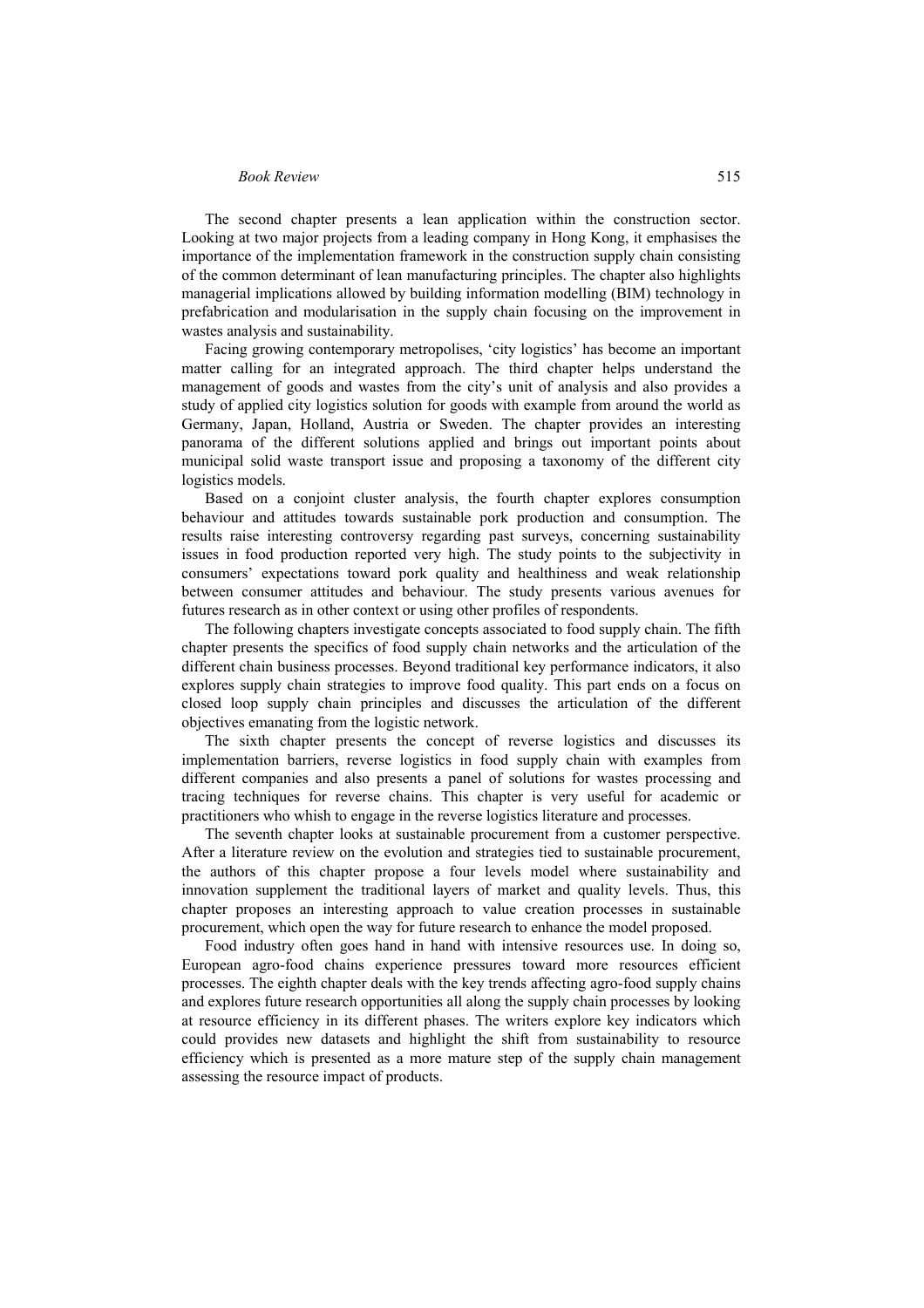The second chapter presents a lean application within the construction sector. Looking at two major projects from a leading company in Hong Kong, it emphasises the importance of the implementation framework in the construction supply chain consisting of the common determinant of lean manufacturing principles. The chapter also highlights managerial implications allowed by building information modelling (BIM) technology in prefabrication and modularisation in the supply chain focusing on the improvement in wastes analysis and sustainability.

Facing growing contemporary metropolises, 'city logistics' has become an important matter calling for an integrated approach. The third chapter helps understand the management of goods and wastes from the city's unit of analysis and also provides a study of applied city logistics solution for goods with example from around the world as Germany, Japan, Holland, Austria or Sweden. The chapter provides an interesting panorama of the different solutions applied and brings out important points about municipal solid waste transport issue and proposing a taxonomy of the different city logistics models.

Based on a conjoint cluster analysis, the fourth chapter explores consumption behaviour and attitudes towards sustainable pork production and consumption. The results raise interesting controversy regarding past surveys, concerning sustainability issues in food production reported very high. The study points to the subjectivity in consumers' expectations toward pork quality and healthiness and weak relationship between consumer attitudes and behaviour. The study presents various avenues for futures research as in other context or using other profiles of respondents.

The following chapters investigate concepts associated to food supply chain. The fifth chapter presents the specifics of food supply chain networks and the articulation of the different chain business processes. Beyond traditional key performance indicators, it also explores supply chain strategies to improve food quality. This part ends on a focus on closed loop supply chain principles and discusses the articulation of the different objectives emanating from the logistic network.

The sixth chapter presents the concept of reverse logistics and discusses its implementation barriers, reverse logistics in food supply chain with examples from different companies and also presents a panel of solutions for wastes processing and tracing techniques for reverse chains. This chapter is very useful for academic or practitioners who whish to engage in the reverse logistics literature and processes.

The seventh chapter looks at sustainable procurement from a customer perspective. After a literature review on the evolution and strategies tied to sustainable procurement, the authors of this chapter propose a four levels model where sustainability and innovation supplement the traditional layers of market and quality levels. Thus, this chapter proposes an interesting approach to value creation processes in sustainable procurement, which open the way for future research to enhance the model proposed.

Food industry often goes hand in hand with intensive resources use. In doing so, European agro-food chains experience pressures toward more resources efficient processes. The eighth chapter deals with the key trends affecting agro-food supply chains and explores future research opportunities all along the supply chain processes by looking at resource efficiency in its different phases. The writers explore key indicators which could provides new datasets and highlight the shift from sustainability to resource efficiency which is presented as a more mature step of the supply chain management assessing the resource impact of products.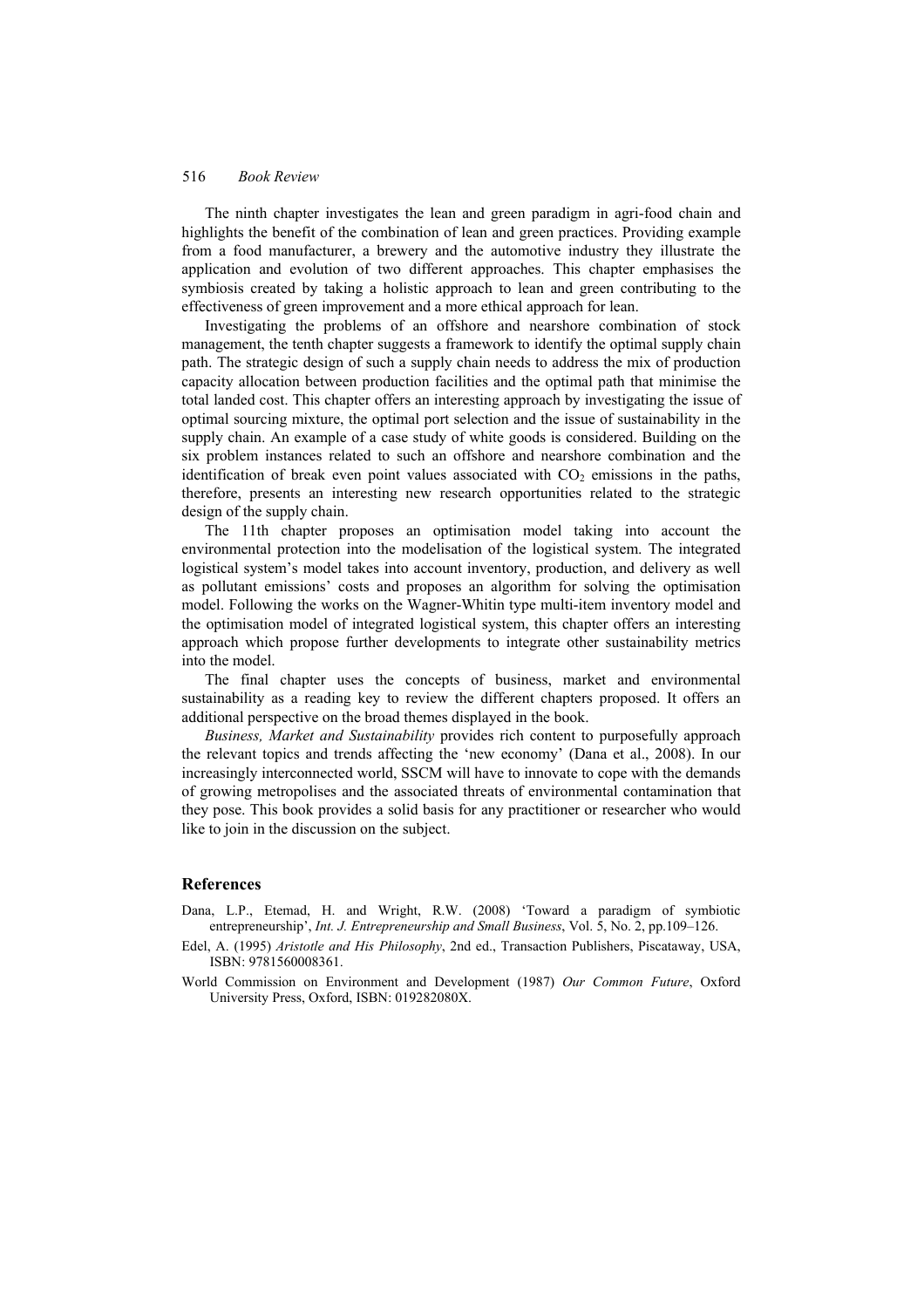The ninth chapter investigates the lean and green paradigm in agri-food chain and highlights the benefit of the combination of lean and green practices. Providing example from a food manufacturer, a brewery and the automotive industry they illustrate the application and evolution of two different approaches. This chapter emphasises the symbiosis created by taking a holistic approach to lean and green contributing to the effectiveness of green improvement and a more ethical approach for lean.

Investigating the problems of an offshore and nearshore combination of stock management, the tenth chapter suggests a framework to identify the optimal supply chain path. The strategic design of such a supply chain needs to address the mix of production capacity allocation between production facilities and the optimal path that minimise the total landed cost. This chapter offers an interesting approach by investigating the issue of optimal sourcing mixture, the optimal port selection and the issue of sustainability in the supply chain. An example of a case study of white goods is considered. Building on the six problem instances related to such an offshore and nearshore combination and the identification of break even point values associated with $CO_2$ emissions in the paths, therefore, presents an interesting new research opportunities related to the strategic design of the supply chain.

The 11th chapter proposes an optimisation model taking into account the environmental protection into the modelisation of the logistical system. The integrated logistical system's model takes into account inventory, production, and delivery as well as pollutant emissions' costs and proposes an algorithm for solving the optimisation model. Following the works on the Wagner-Whitin type multi-item inventory model and the optimisation model of integrated logistical system, this chapter offers an interesting approach which propose further developments to integrate other sustainability metrics into the model.

The final chapter uses the concepts of business, market and environmental sustainability as a reading key to review the different chapters proposed. It offers an additional perspective on the broad themes displayed in the book.

*Business, Market and Sustainability* provides rich content to purposefully approach the relevant topics and trends affecting the 'new economy' (Dana et al., 2008). In our increasingly interconnected world, SSCM will have to innovate to cope with the demands of growing metropolises and the associated threats of environmental contamination that they pose. This book provides a solid basis for any practitioner or researcher who would like to join in the discussion on the subject.

## References

Dana, L.P., Etemad, H. and Wright, R.W. (2008) 'Toward a paradigm of symbiotic entrepreneurship', *Int. J. Entrepreneurship and Small Business*, Vol. 5, No. 2, pp.109–126.

Edel, A. (1995) *Aristotle and His Philosophy*, 2nd ed., Transaction Publishers, Piscataway, USA, ISBN: 9781560008361.

World Commission on Environment and Development (1987) *Our Common Future*, Oxford University Press, Oxford, ISBN: 019282080X.